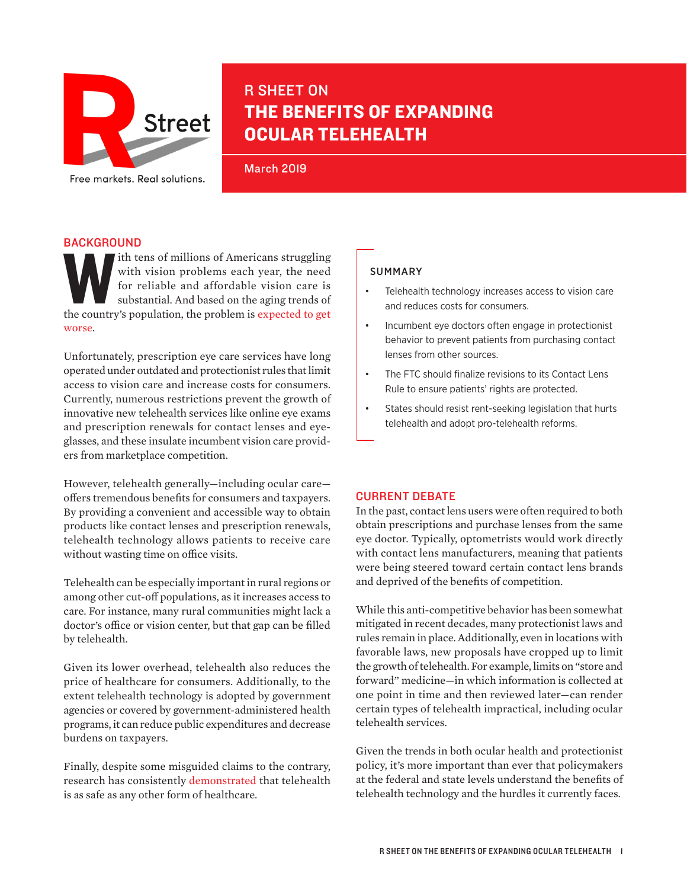R Street

Free markets. Real solutions.

# R SHEET ON THE BENEFITS OF EXPANDING OCULAR TELEHEALTH

March 2019

## BACKGROUND

With tens of millions of Americans struggling with vision problems each year, the need for reliable and affordable vision care is substantial. And based on the aging trends of the country's population, the problem is expected to get worse.

Unfortunately, prescription eye care services have long operated under outdated and protectionist rules that limit access to vision care and increase costs for consumers. Currently, numerous restrictions prevent the growth of innovative new telehealth services like online eye exams and prescription renewals for contact lenses and eyeglasses, and these insulate incumbent vision care providers from marketplace competition.

However, telehealth generally—including ocular care—offers tremendous benefits for consumers and taxpayers. By providing a convenient and accessible way to obtain products like contact lenses and prescription renewals, telehealth technology allows patients to receive care without wasting time on office visits.

Telehealth can be especially important in rural regions or among other cut-off populations, as it increases access to care. For instance, many rural communities might lack a doctor's office or vision center, but that gap can be filled by telehealth.

Given its lower overhead, telehealth also reduces the price of healthcare for consumers. Additionally, to the extent telehealth technology is adopted by government agencies or covered by government-administered health programs, it can reduce public expenditures and decrease burdens on taxpayers.

Finally, despite some misguided claims to the contrary, research has consistently demonstrated that telehealth is as safe as any other form of healthcare.

### SUMMARY

- Telehealth technology increases access to vision care and reduces costs for consumers.
- Incumbent eye doctors often engage in protectionist behavior to prevent patients from purchasing contact lenses from other sources.
- The FTC should finalize revisions to its Contact Lens Rule to ensure patients' rights are protected.
- States should resist rent-seeking legislation that hurts telehealth and adopt pro-telehealth reforms.

## CURRENT DEBATE

In the past, contact lens users were often required to both obtain prescriptions and purchase lenses from the same eye doctor. Typically, optometrists would work directly with contact lens manufacturers, meaning that patients were being steered toward certain contact lens brands and deprived of the benefits of competition.

While this anti-competitive behavior has been somewhat mitigated in recent decades, many protectionist laws and rules remain in place. Additionally, even in locations with favorable laws, new proposals have cropped up to limit the growth of telehealth. For example, limits on "store and forward" medicine—in which information is collected at one point in time and then reviewed later—can render certain types of telehealth impractical, including ocular telehealth services.

Given the trends in both ocular health and protectionist policy, it's more important than ever that policymakers at the federal and state levels understand the benefits of telehealth technology and the hurdles it currently faces.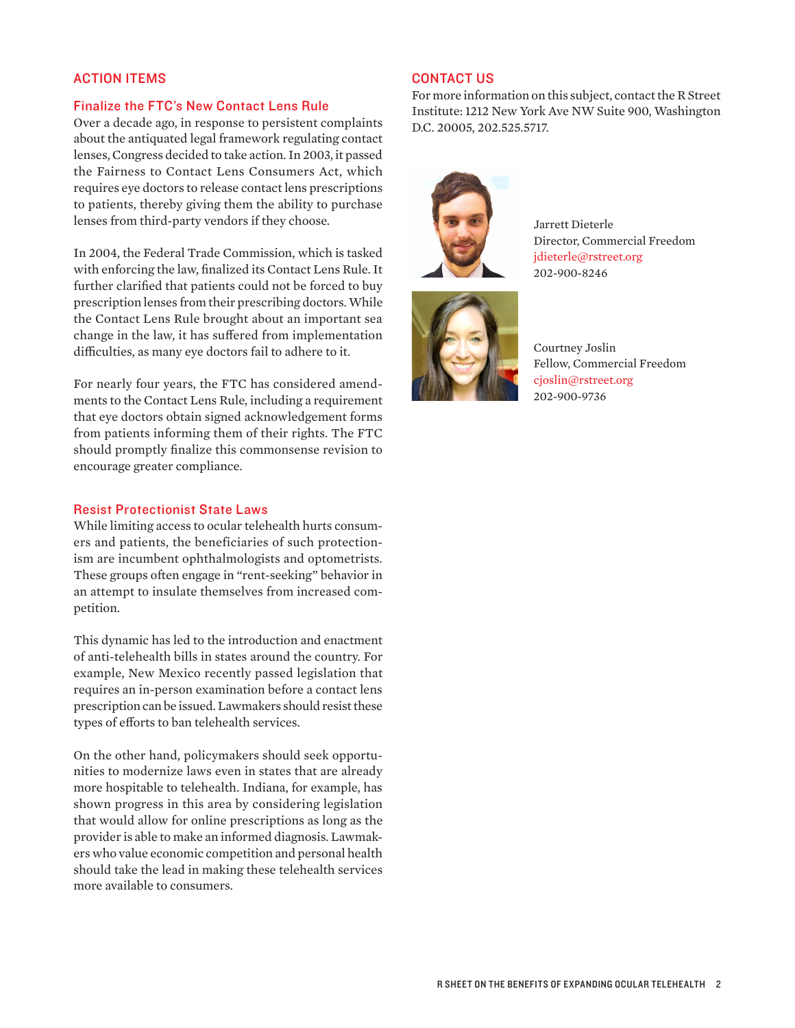## ACTION ITEMS

### Finalize the FTC's New Contact Lens Rule

Over a decade ago, in response to persistent complaints about the antiquated legal framework regulating contact lenses, Congress decided to take action. In 2003, it passed the Fairness to Contact Lens Consumers Act, which requires eye doctors to release contact lens prescriptions to patients, thereby giving them the ability to purchase lenses from third-party vendors if they choose.

In 2004, the Federal Trade Commission, which is tasked with enforcing the law, finalized its Contact Lens Rule. It further clarified that patients could not be forced to buy prescription lenses from their prescribing doctors. While the Contact Lens Rule brought about an important sea change in the law, it has suffered from implementation difficulties, as many eye doctors fail to adhere to it.

For nearly four years, the FTC has considered amendments to the Contact Lens Rule, including a requirement that eye doctors obtain signed acknowledgement forms from patients informing them of their rights. The FTC should promptly finalize this commonsense revision to encourage greater compliance.

### Resist Protectionist State Laws

While limiting access to ocular telehealth hurts consumers and patients, the beneficiaries of such protectionism are incumbent ophthalmologists and optometrists. These groups often engage in "rent-seeking" behavior in an attempt to insulate themselves from increased competition.

This dynamic has led to the introduction and enactment of anti-telehealth bills in states around the country. For example, New Mexico recently passed legislation that requires an in-person examination before a contact lens prescription can be issued. Lawmakers should resist these types of efforts to ban telehealth services.

On the other hand, policymakers should seek opportunities to modernize laws even in states that are already more hospitable to telehealth. Indiana, for example, has shown progress in this area by considering legislation that would allow for online prescriptions as long as the provider is able to make an informed diagnosis. Lawmakers who value economic competition and personal health should take the lead in making these telehealth services more available to consumers.

## CONTACT US

For more information on this subject, contact the R Street Institute: 1212 New York Ave NW Suite 900, Washington D.C. 20005, 202.525.5717.

Jarrett Dieterle
Director, Commercial Freedom
jdieterle@rstreet.org
202-900-8246

Courtney Joslin
Fellow, Commercial Freedom
cjoslin@rstreet.org
202-900-9736